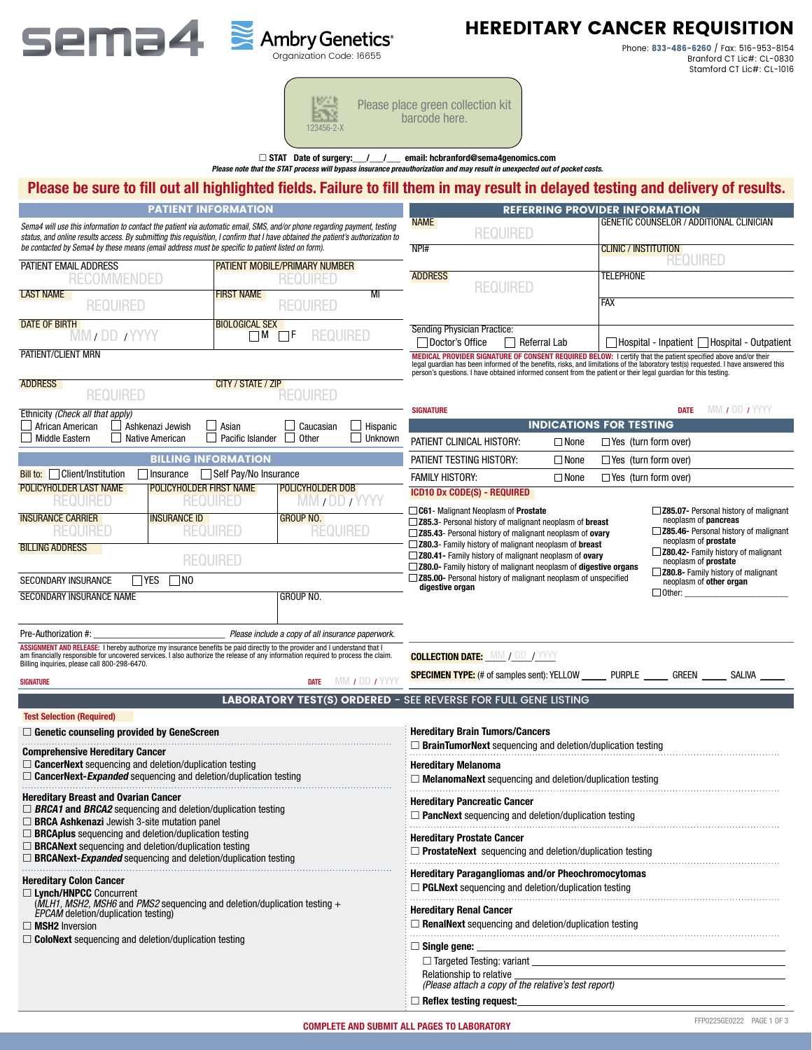sema4 Ambry Genetics® Organization Code: 16655

# HEREDITARY CANCER REQUISITION

Phone: 833-486-6260 / Fax: 516-953-8154
Branford CT Lic#: CL-0830
Stamford CT Lic#: CL-1016

Please place green collection kit barcode here.
123456-2-X

☐ STAT Date of surgery:___/___/___ email: hcbranford@sema4genomics.com

*Please note that the STAT process will bypass insurance preauthorization and may result in unexpected out of pocket costs.*

**Please be sure to fill out all highlighted fields. Failure to fill them in may result in delayed testing and delivery of results.**

## PATIENT INFORMATION

*Sema4 will use this information to contact the patient via automatic email, SMS, and/or phone regarding payment, testing status, and online results access. By submitting this requisition, I confirm that I have obtained the patient's authorization to be contacted by Sema4 by these means (email address must be specific to patient listed on form).*

| | | |
|---|---|---|
| PATIENT EMAIL ADDRESS: RECOMMENDED | PATIENT MOBILE/PRIMARY NUMBER: REQUIRED | |
| LAST NAME: REQUIRED | FIRST NAME: REQUIRED | MI |
| DATE OF BIRTH: MM / DD / YYYY | BIOLOGICAL SEX: ☐ M ☐ F REQUIRED | |
| PATIENT/CLIENT MRN | | |
| ADDRESS: REQUIRED | CITY / STATE / ZIP: REQUIRED | |

Ethnicity (*Check all that apply*)
☐ African American ☐ Ashkenazi Jewish ☐ Asian ☐ Caucasian ☐ Hispanic
☐ Middle Eastern ☐ Native American ☐ Pacific Islander ☐ Other ☐ Unknown

## BILLING INFORMATION

Bill to: ☐ Client/Institution ☐ Insurance ☐ Self Pay/No Insurance

| | | |
|---|---|---|
| POLICYHOLDER LAST NAME: REQUIRED | POLICYHOLDER FIRST NAME: REQUIRED | POLICYHOLDER DOB: MM / DD / YYYY |
| INSURANCE CARRIER: REQUIRED | INSURANCE ID: REQUIRED | GROUP NO.: REQUIRED |
| BILLING ADDRESS: REQUIRED | | |
| SECONDARY INSURANCE ☐ YES ☐ NO | | |
| SECONDARY INSURANCE NAME | | GROUP NO. |

Pre-Authorization #:____________ *Please include a copy of all insurance paperwork.*

**ASSIGNMENT AND RELEASE:** I hereby authorize my insurance benefits be paid directly to the provider and I understand that I am financially responsible for uncovered services. I also authorize the release of any information required to process the claim. Billing inquiries, please call 800-298-6470.

SIGNATURE ____________ DATE MM / DD / YYYY

## REFERRING PROVIDER INFORMATION

| | |
|---|---|
| NAME: REQUIRED | GENETIC COUNSELOR / ADDITIONAL CLINICIAN |
| NPI# | CLINIC / INSTITUTION: REQUIRED |
| ADDRESS: REQUIRED | TELEPHONE |
| | FAX |

Sending Physician Practice:
☐ Doctor's Office ☐ Referral Lab ☐ Hospital - Inpatient ☐ Hospital - Outpatient

**MEDICAL PROVIDER SIGNATURE OF CONSENT REQUIRED BELOW:** I certify that the patient specified above and/or their legal guardian has been informed of the benefits, risks, and limitations of the laboratory test(s) requested. I have answered this person's questions. I have obtained informed consent from the patient or their legal guardian for this testing.

SIGNATURE ____________ DATE MM / DD / YYYY

## INDICATIONS FOR TESTING

| | | |
|---|---|---|
| PATIENT CLINICAL HISTORY: | ☐ None | ☐ Yes (turn form over) |
| PATIENT TESTING HISTORY: | ☐ None | ☐ Yes (turn form over) |
| FAMILY HISTORY: | ☐ None | ☐ Yes (turn form over) |

**ICD10 Dx CODE(S) - REQUIRED**

- ☐ **C61**- Malignant Neoplasm of **Prostate**
- ☐ **Z85.3**- Personal history of malignant neoplasm of **breast**
- ☐ **Z85.43**- Personal history of malignant neoplasm of **ovary**
- ☐ **Z80.3**- Family history of malignant neoplasm of **breast**
- ☐ **Z80.41**- Family history of malignant neoplasm of **ovary**
- ☐ **Z80.0**- Family history of malignant neoplasm of **digestive organs**
- ☐ **Z85.00**- Personal history of malignant neoplasm of unspecified **digestive organ**
- ☐ **Z85.07**- Personal history of malignant neoplasm of **pancreas**
- ☐ **Z85.46**- Personal history of malignant neoplasm of **prostate**
- ☐ **Z80.42**- Family history of malignant neoplasm of **prostate**
- ☐ **Z80.8**- Family history of malignant neoplasm of **other organ**
- ☐ Other: ____________

**COLLECTION DATE:** MM / DD / YYYY

**SPECIMEN TYPE:** (# of samples sent): YELLOW _____ PURPLE _____ GREEN _____ SALIVA _____

## LABORATORY TEST(S) ORDERED – SEE REVERSE FOR FULL GENE LISTING

**Test Selection (Required)**

☐ **Genetic counseling provided by GeneScreen**

**Comprehensive Hereditary Cancer**
- ☐ **CancerNext** sequencing and deletion/duplication testing
- ☐ **CancerNext-*Expanded*** sequencing and deletion/duplication testing

**Hereditary Breast and Ovarian Cancer**
- ☐ ***BRCA1* and *BRCA2*** sequencing and deletion/duplication testing
- ☐ **BRCA Ashkenazi** Jewish 3-site mutation panel
- ☐ **BRCAplus** sequencing and deletion/duplication testing
- ☐ **BRCANext** sequencing and deletion/duplication testing
- ☐ **BRCANext-*Expanded*** sequencing and deletion/duplication testing

**Hereditary Colon Cancer**
- ☐ **Lynch/HNPCC** Concurrent (*MLH1*, *MSH2*, *MSH6* and *PMS2* sequencing and deletion/duplication testing + *EPCAM* deletion/duplication testing)
- ☐ **MSH2** Inversion
- ☐ **ColoNext** sequencing and deletion/duplication testing

**Hereditary Brain Tumors/Cancers**
- ☐ **BrainTumorNext** sequencing and deletion/duplication testing

**Hereditary Melanoma**
- ☐ **MelanomaNext** sequencing and deletion/duplication testing

**Hereditary Pancreatic Cancer**
- ☐ **PancNext** sequencing and deletion/duplication testing

**Hereditary Prostate Cancer**
- ☐ **ProstateNext** sequencing and deletion/duplication testing

**Hereditary Paragangliomas and/or Pheochromocytomas**
- ☐ **PGLNext** sequencing and deletion/duplication testing

**Hereditary Renal Cancer**
- ☐ **RenalNext** sequencing and deletion/duplication testing

☐ **Single gene:** ____________
- ☐ Targeted Testing: variant ____________
- Relationship to relative ____________
- *(Please attach a copy of the relative's test report)*

☐ **Reflex testing request:** ____________

**COMPLETE AND SUBMIT ALL PAGES TO LABORATORY**

FFP0225GE0222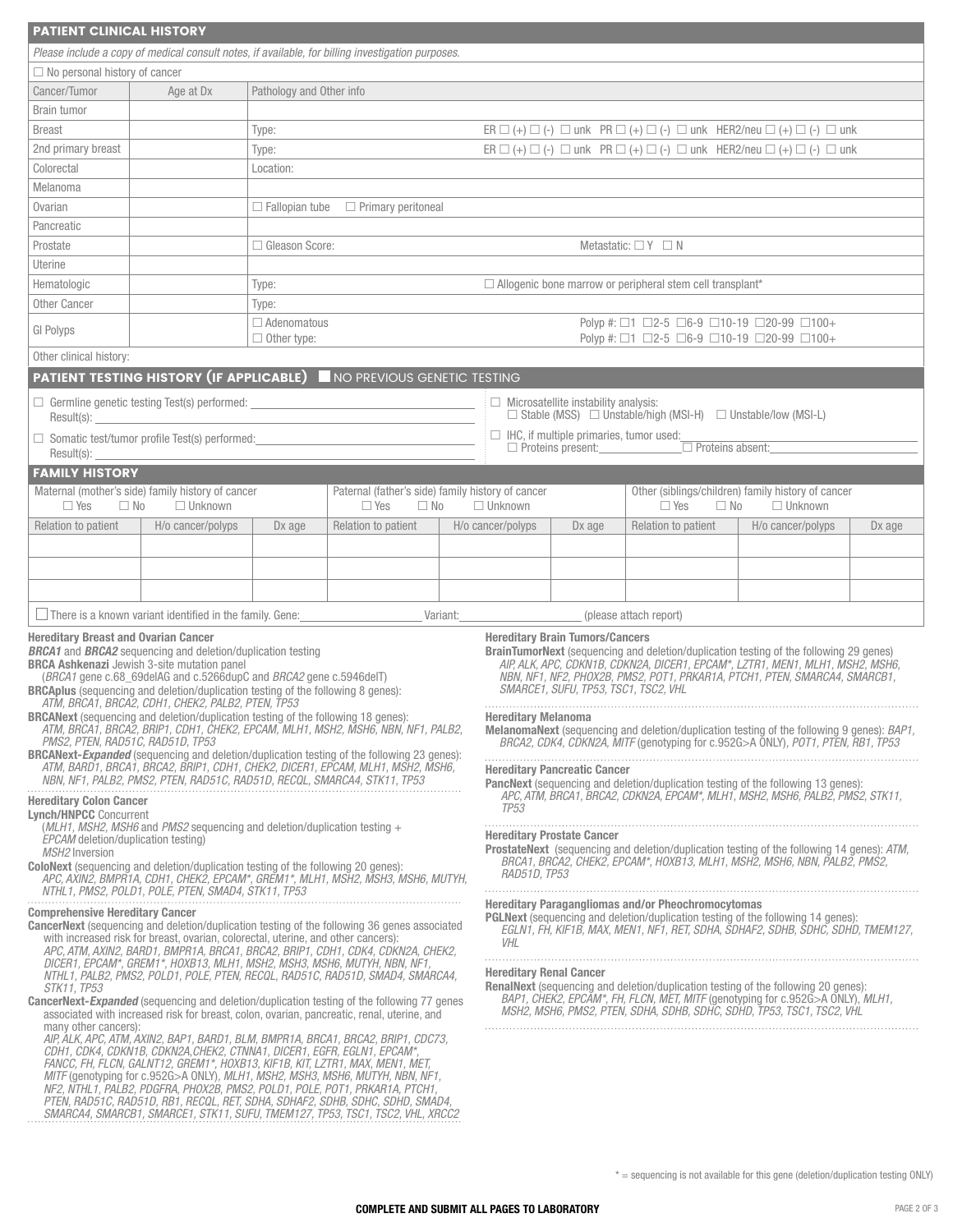## PATIENT CLINICAL HISTORY

*Please include a copy of medical consult notes, if available, for billing investigation purposes.*

☐ No personal history of cancer

| Cancer/Tumor | Age at Dx | Pathology and Other info | |
|---|---|---|---|
| Brain tumor | | | |
| Breast | | Type: | ER ☐ (+) ☐ (-) ☐ unk PR ☐ (+) ☐ (-) ☐ unk HER2/neu ☐ (+) ☐ (-) ☐ unk |
| 2nd primary breast | | Type: | ER ☐ (+) ☐ (-) ☐ unk PR ☐ (+) ☐ (-) ☐ unk HER2/neu ☐ (+) ☐ (-) ☐ unk |
| Colorectal | | Location: | |
| Melanoma | | | |
| Ovarian | | ☐ Fallopian tube ☐ Primary peritoneal | |
| Pancreatic | | | |
| Prostate | | ☐ Gleason Score: | Metastatic: ☐ Y ☐ N |
| Uterine | | | |
| Hematologic | | Type: | ☐ Allogenic bone marrow or peripheral stem cell transplant* |
| Other Cancer | | Type: | |
| GI Polyps | | ☐ Adenomatous<br>☐ Other type: | Polyp #: ☐1 ☐2-5 ☐6-9 ☐10-19 ☐20-99 ☐100+<br>Polyp #: ☐1 ☐2-5 ☐6-9 ☐10-19 ☐20-99 ☐100+ |

Other clinical history:

## PATIENT TESTING HISTORY (IF APPLICABLE) ■ NO PREVIOUS GENETIC TESTING

☐ Germline genetic testing Test(s) performed: ____________________
Result(s): ____________________

☐ Somatic test/tumor profile Test(s) performed: ____________________
Result(s): ____________________

☐ Microsatellite instability analysis:
☐ Stable (MSS) ☐ Unstable/high (MSI-H) ☐ Unstable/low (MSI-L)

☐ IHC, if multiple primaries, tumor used: ____________________
☐ Proteins present: ____________ ☐ Proteins absent: ____________

## FAMILY HISTORY

| Maternal (mother's side) family history of cancer ☐ Yes ☐ No ☐ Unknown | | | Paternal (father's side) family history of cancer ☐ Yes ☐ No ☐ Unknown | | | Other (siblings/children) family history of cancer ☐ Yes ☐ No ☐ Unknown | | |
|---|---|---|---|---|---|---|---|---|
| Relation to patient | H/o cancer/polyps | Dx age | Relation to patient | H/o cancer/polyps | Dx age | Relation to patient | H/o cancer/polyps | Dx age |
| | | | | | | | | |
| | | | | | | | | |
| | | | | | | | | |

☐ There is a known variant identified in the family. Gene: ____________ Variant: ____________ (please attach report)

### Hereditary Breast and Ovarian Cancer

***BRCA1*** **and** ***BRCA2*** sequencing and deletion/duplication testing

**BRCA Ashkenazi** Jewish 3-site mutation panel
(*BRCA1* gene c.68_69delAG and c.5266dupC and *BRCA2* gene c.5946delT)

**BRCAplus** (sequencing and deletion/duplication testing of the following 8 genes):
*ATM, BRCA1, BRCA2, CDH1, CHEK2, PALB2, PTEN, TP53*

**BRCANext** (sequencing and deletion/duplication testing of the following 18 genes):
*ATM, BARD1, BRCA1, BRCA2, BRIP1, CDH1, CHEK2, EPCAM, MLH1, MSH2, MSH6, NBN, NF1, PALB2, PMS2, PTEN, RAD51C, RAD51D, TP53*

**BRCANext-*Expanded*** (sequencing and deletion/duplication testing of the following 23 genes):
*ATM, BARD1, BRCA1, BRCA2, BRIP1, CDH1, CHEK2, DICER1, EPCAM, MLH1, MSH2, MSH6, NBN, NF1, PALB2, PMS2, PTEN, RAD51C, RAD51D, RECQL, SMARCA4, STK11, TP53*

### Hereditary Colon Cancer

**Lynch/HNPCC** Concurrent
(*MLH1, MSH2, MSH6* and *PMS2* sequencing and deletion/duplication testing + *EPCAM* deletion/duplication testing)
*MSH2* Inversion

**ColoNext** (sequencing and deletion/duplication testing of the following 20 genes):
*APC, AXIN2, BMPR1A, CDH1, CHEK2, EPCAM\*, GREM1\*, MLH1, MSH2, MSH3, MSH6, MUTYH, NTHL1, PMS2, POLD1, POLE, PTEN, SMAD4, STK11, TP53*

### Comprehensive Hereditary Cancer

**CancerNext** (sequencing and deletion/duplication testing of the following 36 genes associated with increased risk for breast, ovarian, colorectal, uterine, and other cancers):
*APC, ATM, AXIN2, BARD1, BMPR1A, BRCA1, BRCA2, BRIP1, CDH1, CDK4, CDKN2A, CHEK2, DICER1, EPCAM\*, GREM1\*, HOXB13, MLH1, MSH2, MSH3, MSH6, MUTYH, NBN, NF1, NTHL1, PALB2, PMS2, POLD1, POLE, PTEN, RECQL, RAD51C, RAD51D, SMAD4, SMARCA4, STK11, TP53*

**CancerNext-*Expanded*** (sequencing and deletion/duplication testing of the following 77 genes associated with increased risk for breast, colon, ovarian, pancreatic, renal, uterine, and many other cancers):
*AIP, ALK, APC, ATM, AXIN2, BAP1, BARD1, BLM, BMPR1A, BRCA1, BRCA2, BRIP1, CDC73, CDH1, CDK4, CDKN1B, CDKN2A, CHEK2, CTNNA1, DICER1, EGFR, EGLN1, EPCAM\*, FANCC, FH, FLCN, GALNT12, GREM1\*, HOXB13, KIF1B, KIT, LZTR1, MAX, MEN1, MET, MITF* (genotyping for c.952G>A ONLY), *MLH1, MSH2, MSH3, MSH6, MUTYH, NBN, NF1, NF2, NTHL1, PALB2, PDGFRA, PHOX2B, PMS2, POLD1, POLE, POT1, PRKAR1A, PTCH1, PTEN, RAD51C, RAD51D, RB1, RECQL, RET, SDHA, SDHAF2, SDHB, SDHC, SDHD, SMAD4, SMARCA4, SMARCB1, SMARCE1, STK11, SUFU, TMEM127, TP53, TSC1, TSC2, VHL, XRCC2*

### Hereditary Brain Tumors/Cancers

**BrainTumorNext** (sequencing and deletion/duplication testing of the following 29 genes)
*AIP, ALK, APC, CDKN1B, CDKN2A, DICER1, EPCAM\*, LZTR1, MEN1, MLH1, MSH2, MSH6, NBN, NF1, NF2, PHOX2B, PMS2, POT1, PRKAR1A, PTCH1, PTEN, SMARCA4, SMARCB1, SMARCE1, SUFU, TP53, TSC1, TSC2, VHL*

### Hereditary Melanoma

**MelanomaNext** (sequencing and deletion/duplication testing of the following 9 genes): *BAP1, BRCA2, CDK4, CDKN2A, MITF* (genotyping for c.952G>A ONLY), *POT1, PTEN, RB1, TP53*

### Hereditary Pancreatic Cancer

**PancNext** (sequencing and deletion/duplication testing of the following 13 genes):
*APC, ATM, BRCA1, BRCA2, CDKN2A, EPCAM\*, MLH1, MSH2, MSH6, PALB2, PMS2, STK11, TP53*

### Hereditary Prostate Cancer

**ProstateNext** (sequencing and deletion/duplication testing of the following 14 genes): *ATM, BRCA1, BRCA2, CHEK2, EPCAM\*, HOXB13, MLH1, MSH2, MSH6, NBN, PALB2, PMS2, RAD51D, TP53*

### Hereditary Paragangliomas and/or Pheochromocytomas

**PGLNext** (sequencing and deletion/duplication testing of the following 14 genes):
*EGLN1, FH, KIF1B, MAX, MEN1, NF1, RET, SDHA, SDHAF2, SDHB, SDHC, SDHD, TMEM127, VHL*

### Hereditary Renal Cancer

**RenalNext** (sequencing and deletion/duplication testing of the following 20 genes):
*BAP1, CHEK2, EPCAM\*, FH, FLCN, MET, MITF* (genotyping for c.952G>A ONLY), *MLH1, MSH2, MSH6, PMS2, PTEN, SDHA, SDHB, SDHC, SDHD, TP53, TSC1, TSC2, VHL*

\* = sequencing is not available for this gene (deletion/duplication testing ONLY)

**COMPLETE AND SUBMIT ALL PAGES TO LABORATORY**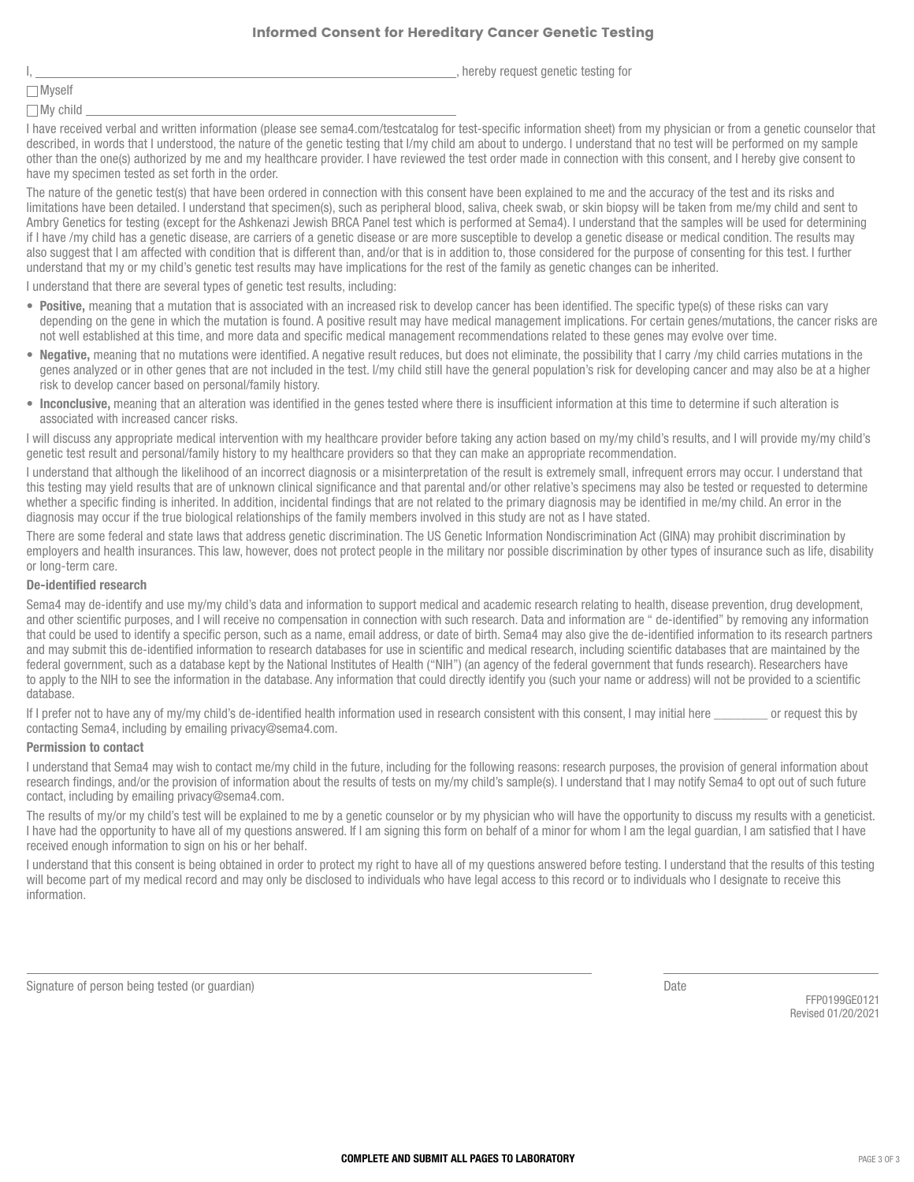# Informed Consent for Hereditary Cancer Genetic Testing

I, \_\_\_\_\_\_\_\_\_\_\_\_\_\_\_\_\_\_\_\_\_\_\_\_\_\_\_\_\_\_\_\_\_\_\_\_\_\_\_\_, hereby request genetic testing for

☐ Myself

☐ My child \_\_\_\_\_\_\_\_\_\_\_\_\_\_\_\_\_\_\_\_\_\_\_\_\_\_\_\_\_\_\_\_\_\_\_\_\_\_\_\_

I have received verbal and written information (please see sema4.com/testcatalog for test-specific information sheet) from my physician or from a genetic counselor that described, in words that I understood, the nature of the genetic testing that I/my child am about to undergo. I understand that no test will be performed on my sample other than the one(s) authorized by me and my healthcare provider. I have reviewed the test order made in connection with this consent, and I hereby give consent to have my specimen tested as set forth in the order.

The nature of the genetic test(s) that have been ordered in connection with this consent have been explained to me and the accuracy of the test and its risks and limitations have been detailed. I understand that specimen(s), such as peripheral blood, saliva, cheek swab, or skin biopsy will be taken from me/my child and sent to Ambry Genetics for testing (except for the Ashkenazi Jewish BRCA Panel test which is performed at Sema4). I understand that the samples will be used for determining if I have /my child has a genetic disease, are carriers of a genetic disease or are more susceptible to develop a genetic disease or medical condition. The results may also suggest that I am affected with condition that is different than, and/or that is in addition to, those considered for the purpose of consenting for this test. I further understand that my or my child's genetic test results may have implications for the rest of the family as genetic changes can be inherited.

I understand that there are several types of genetic test results, including:

- **Positive,** meaning that a mutation that is associated with an increased risk to develop cancer has been identified. The specific type(s) of these risks can vary depending on the gene in which the mutation is found. A positive result may have medical management implications. For certain genes/mutations, the cancer risks are not well established at this time, and more data and specific medical management recommendations related to these genes may evolve over time.
- **Negative,** meaning that no mutations were identified. A negative result reduces, but does not eliminate, the possibility that I carry /my child carries mutations in the genes analyzed or in other genes that are not included in the test. I/my child still have the general population's risk for developing cancer and may also be at a higher risk to develop cancer based on personal/family history.
- **Inconclusive,** meaning that an alteration was identified in the genes tested where there is insufficient information at this time to determine if such alteration is associated with increased cancer risks.

I will discuss any appropriate medical intervention with my healthcare provider before taking any action based on my/my child's results, and I will provide my/my child's genetic test result and personal/family history to my healthcare providers so that they can make an appropriate recommendation.

I understand that although the likelihood of an incorrect diagnosis or a misinterpretation of the result is extremely small, infrequent errors may occur. I understand that this testing may yield results that are of unknown clinical significance and that parental and/or other relative's specimens may also be tested or requested to determine whether a specific finding is inherited. In addition, incidental findings that are not related to the primary diagnosis may be identified in me/my child. An error in the diagnosis may occur if the true biological relationships of the family members involved in this study are not as I have stated.

There are some federal and state laws that address genetic discrimination. The US Genetic Information Nondiscrimination Act (GINA) may prohibit discrimination by employers and health insurances. This law, however, does not protect people in the military nor possible discrimination by other types of insurance such as life, disability or long-term care.

### De-identified research

Sema4 may de-identify and use my/my child's data and information to support medical and academic research relating to health, disease prevention, drug development, and other scientific purposes, and I will receive no compensation in connection with such research. Data and information are " de-identified" by removing any information that could be used to identify a specific person, such as a name, email address, or date of birth. Sema4 may also give the de-identified information to its research partners and may submit this de-identified information to research databases for use in scientific and medical research, including scientific databases that are maintained by the federal government, such as a database kept by the National Institutes of Health ("NIH") (an agency of the federal government that funds research). Researchers have to apply to the NIH to see the information in the database. Any information that could directly identify you (such your name or address) will not be provided to a scientific database.

If I prefer not to have any of my/my child's de-identified health information used in research consistent with this consent, I may initial here \_\_\_\_\_\_\_\_ or request this by contacting Sema4, including by emailing privacy@sema4.com.

### Permission to contact

I understand that Sema4 may wish to contact me/my child in the future, including for the following reasons: research purposes, the provision of general information about research findings, and/or the provision of information about the results of tests on my/my child's sample(s). I understand that I may notify Sema4 to opt out of such future contact, including by emailing privacy@sema4.com.

The results of my/or my child's test will be explained to me by a genetic counselor or by my physician who will have the opportunity to discuss my results with a geneticist. I have had the opportunity to have all of my questions answered. If I am signing this form on behalf of a minor for whom I am the legal guardian, I am satisfied that I have received enough information to sign on his or her behalf.

I understand that this consent is being obtained in order to protect my right to have all of my questions answered before testing. I understand that the results of this testing will become part of my medical record and may only be disclosed to individuals who have legal access to this record or to individuals who I designate to receive this information.

\_\_\_\_\_\_\_\_\_\_\_\_\_\_\_\_\_\_\_\_\_\_\_\_\_\_\_\_\_\_\_\_\_\_\_\_\_\_\_\_ \_\_\_\_\_\_\_\_\_\_\_\_\_\_\_\_\_\_\_\_

Signature of person being tested (or guardian) Date

FFP0199GE0121
Revised 01/20/2021

**COMPLETE AND SUBMIT ALL PAGES TO LABORATORY**